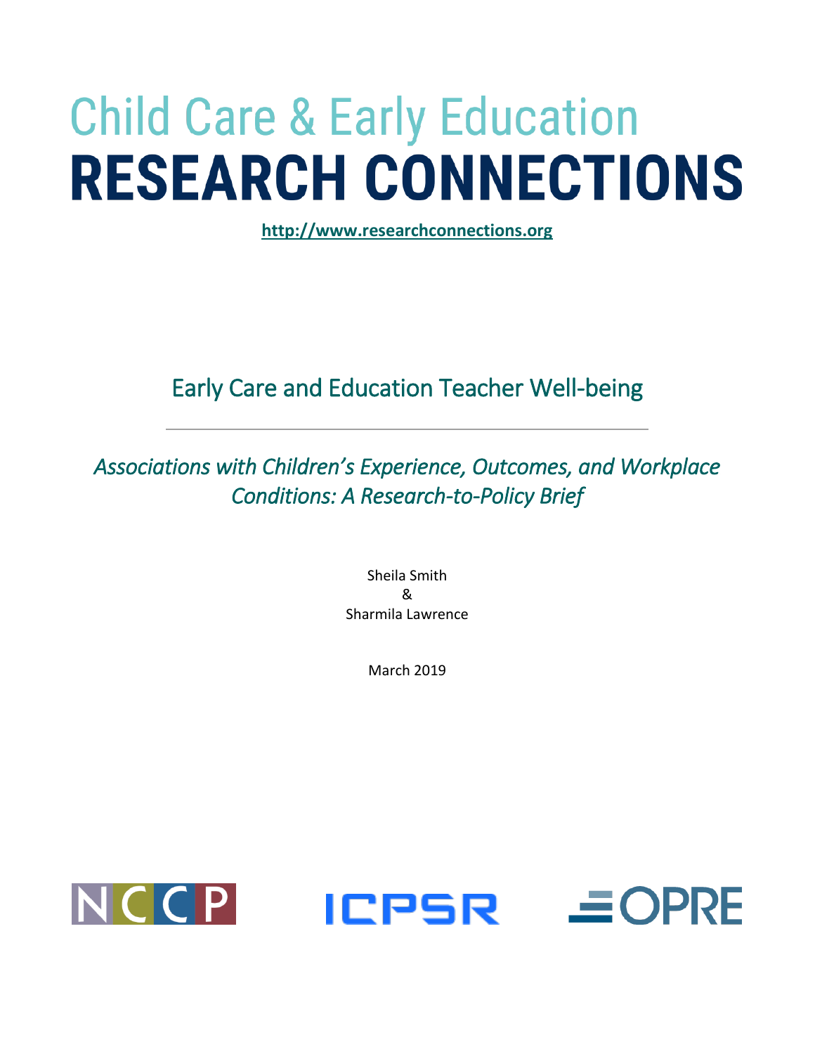# Child Care & Early Education RESEARCH CONNECTIONS

**http://www.researchconnections.org**

## Early Care and Education Teacher Well-being

*Associations with Children's Experience, Outcomes, and Workplace Conditions: A Research-to-Policy Brief*

Sheila Smith
&
Sharmila Lawrence

March 2019

NCCP ICPSR OPRE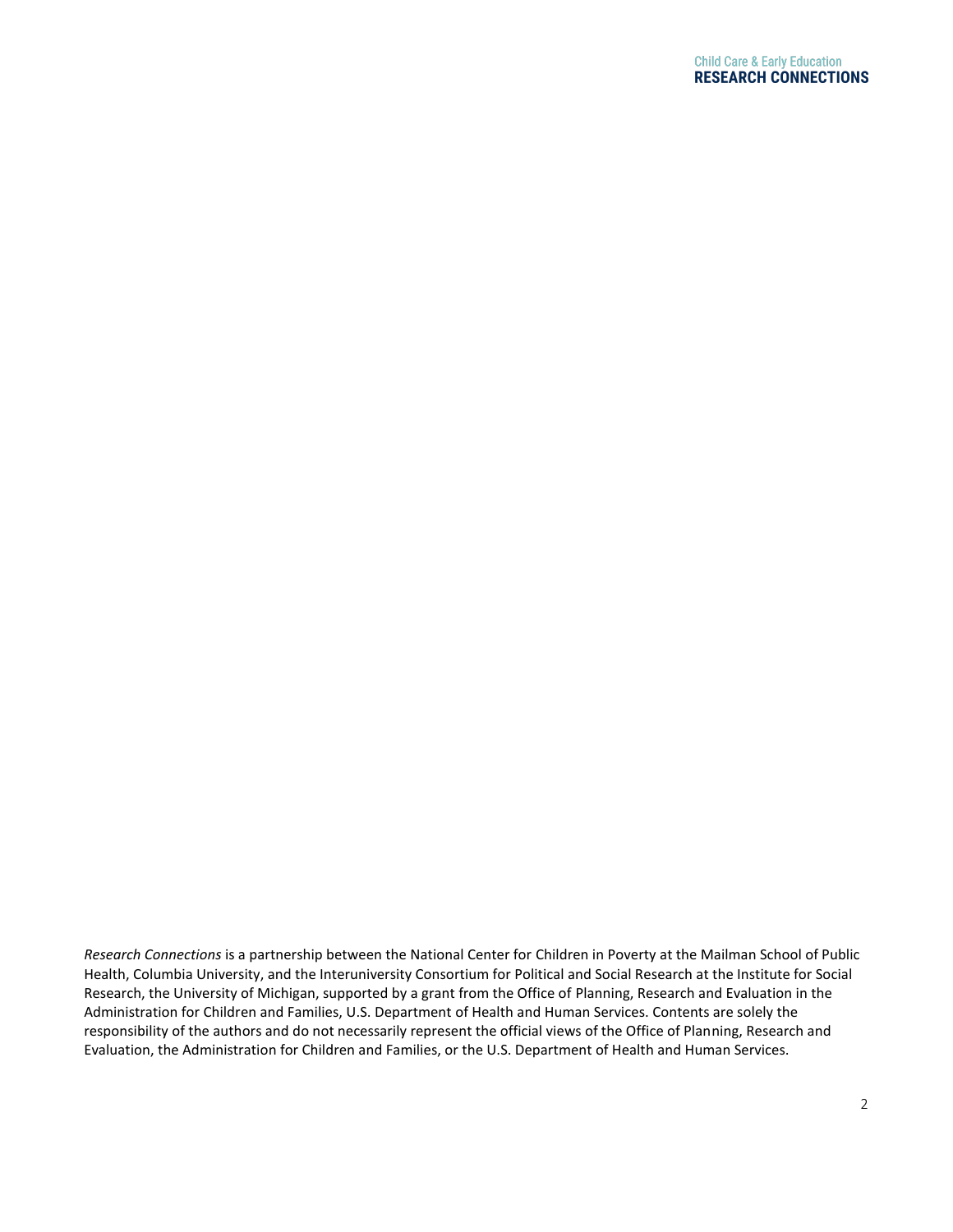*Research Connections* is a partnership between the National Center for Children in Poverty at the Mailman School of Public Health, Columbia University, and the Interuniversity Consortium for Political and Social Research at the Institute for Social Research, the University of Michigan, supported by a grant from the Office of Planning, Research and Evaluation in the Administration for Children and Families, U.S. Department of Health and Human Services. Contents are solely the responsibility of the authors and do not necessarily represent the official views of the Office of Planning, Research and Evaluation, the Administration for Children and Families, or the U.S. Department of Health and Human Services.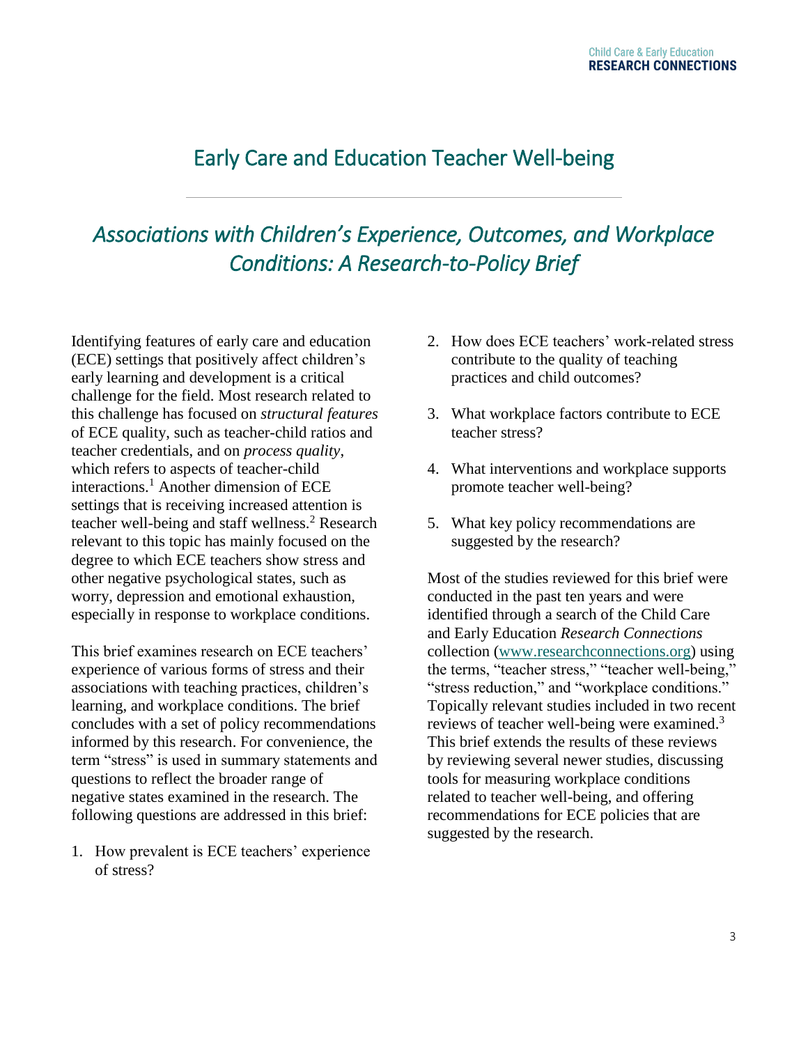# Early Care and Education Teacher Well-being

## *Associations with Children's Experience, Outcomes, and Workplace Conditions: A Research-to-Policy Brief*

Identifying features of early care and education (ECE) settings that positively affect children's early learning and development is a critical challenge for the field. Most research related to this challenge has focused on *structural features* of ECE quality, such as teacher-child ratios and teacher credentials, and on *process quality*, which refers to aspects of teacher-child interactions.[1] Another dimension of ECE settings that is receiving increased attention is teacher well-being and staff wellness.[2] Research relevant to this topic has mainly focused on the degree to which ECE teachers show stress and other negative psychological states, such as worry, depression and emotional exhaustion, especially in response to workplace conditions.

This brief examines research on ECE teachers' experience of various forms of stress and their associations with teaching practices, children's learning, and workplace conditions. The brief concludes with a set of policy recommendations informed by this research. For convenience, the term "stress" is used in summary statements and questions to reflect the broader range of negative states examined in the research. The following questions are addressed in this brief:

1. How prevalent is ECE teachers' experience of stress?
2. How does ECE teachers' work-related stress contribute to the quality of teaching practices and child outcomes?
3. What workplace factors contribute to ECE teacher stress?
4. What interventions and workplace supports promote teacher well-being?
5. What key policy recommendations are suggested by the research?

Most of the studies reviewed for this brief were conducted in the past ten years and were identified through a search of the Child Care and Early Education *Research Connections* collection (www.researchconnections.org) using the terms, "teacher stress," "teacher well-being," "stress reduction," and "workplace conditions." Topically relevant studies included in two recent reviews of teacher well-being were examined.[3] This brief extends the results of these reviews by reviewing several newer studies, discussing tools for measuring workplace conditions related to teacher well-being, and offering recommendations for ECE policies that are suggested by the research.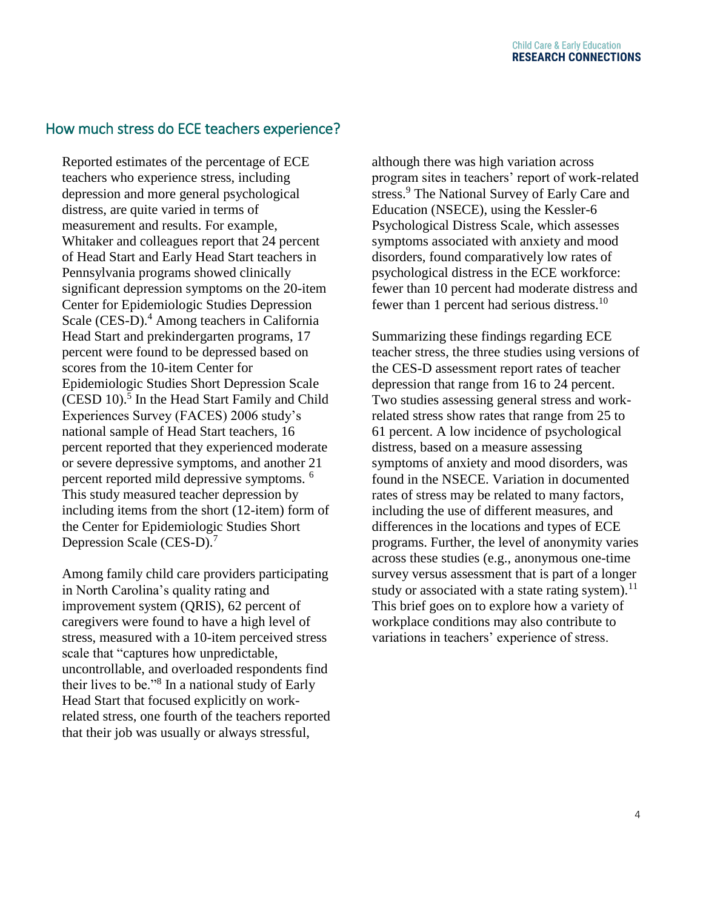## How much stress do ECE teachers experience?

Reported estimates of the percentage of ECE teachers who experience stress, including depression and more general psychological distress, are quite varied in terms of measurement and results. For example, Whitaker and colleagues report that 24 percent of Head Start and Early Head Start teachers in Pennsylvania programs showed clinically significant depression symptoms on the 20-item Center for Epidemiologic Studies Depression Scale (CES-D).[4] Among teachers in California Head Start and prekindergarten programs, 17 percent were found to be depressed based on scores from the 10-item Center for Epidemiologic Studies Short Depression Scale (CESD 10).[5] In the Head Start Family and Child Experiences Survey (FACES) 2006 study's national sample of Head Start teachers, 16 percent reported that they experienced moderate or severe depressive symptoms, and another 21 percent reported mild depressive symptoms. [6] This study measured teacher depression by including items from the short (12-item) form of the Center for Epidemiologic Studies Short Depression Scale (CES-D).[7]

Among family child care providers participating in North Carolina's quality rating and improvement system (QRIS), 62 percent of caregivers were found to have a high level of stress, measured with a 10-item perceived stress scale that "captures how unpredictable, uncontrollable, and overloaded respondents find their lives to be."[8] In a national study of Early Head Start that focused explicitly on work-related stress, one fourth of the teachers reported that their job was usually or always stressful, although there was high variation across program sites in teachers' report of work-related stress.[9] The National Survey of Early Care and Education (NSECE), using the Kessler-6 Psychological Distress Scale, which assesses symptoms associated with anxiety and mood disorders, found comparatively low rates of psychological distress in the ECE workforce: fewer than 10 percent had moderate distress and fewer than 1 percent had serious distress.[10]

Summarizing these findings regarding ECE teacher stress, the three studies using versions of the CES-D assessment report rates of teacher depression that range from 16 to 24 percent. Two studies assessing general stress and work-related stress show rates that range from 25 to 61 percent. A low incidence of psychological distress, based on a measure assessing symptoms of anxiety and mood disorders, was found in the NSECE. Variation in documented rates of stress may be related to many factors, including the use of different measures, and differences in the locations and types of ECE programs. Further, the level of anonymity varies across these studies (e.g., anonymous one-time survey versus assessment that is part of a longer study or associated with a state rating system).[11] This brief goes on to explore how a variety of workplace conditions may also contribute to variations in teachers' experience of stress.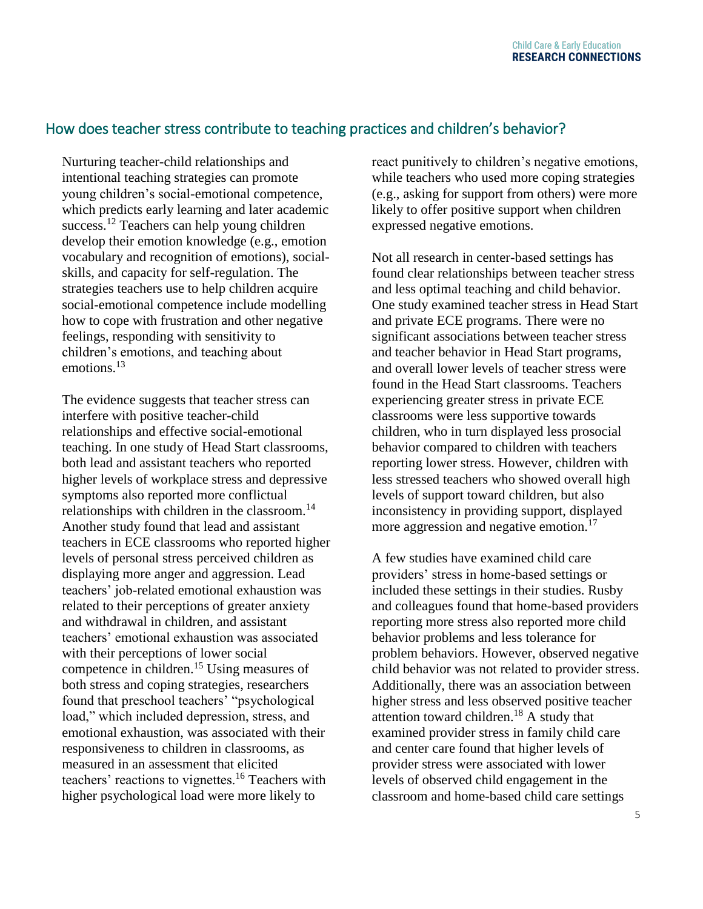## How does teacher stress contribute to teaching practices and children's behavior?

Nurturing teacher-child relationships and intentional teaching strategies can promote young children's social-emotional competence, which predicts early learning and later academic success.[12] Teachers can help young children develop their emotion knowledge (e.g., emotion vocabulary and recognition of emotions), social-skills, and capacity for self-regulation. The strategies teachers use to help children acquire social-emotional competence include modelling how to cope with frustration and other negative feelings, responding with sensitivity to children's emotions, and teaching about emotions.[13]

The evidence suggests that teacher stress can interfere with positive teacher-child relationships and effective social-emotional teaching. In one study of Head Start classrooms, both lead and assistant teachers who reported higher levels of workplace stress and depressive symptoms also reported more conflictual relationships with children in the classroom.[14] Another study found that lead and assistant teachers in ECE classrooms who reported higher levels of personal stress perceived children as displaying more anger and aggression. Lead teachers' job-related emotional exhaustion was related to their perceptions of greater anxiety and withdrawal in children, and assistant teachers' emotional exhaustion was associated with their perceptions of lower social competence in children.[15] Using measures of both stress and coping strategies, researchers found that preschool teachers' "psychological load," which included depression, stress, and emotional exhaustion, was associated with their responsiveness to children in classrooms, as measured in an assessment that elicited teachers' reactions to vignettes.[16] Teachers with higher psychological load were more likely to react punitively to children's negative emotions, while teachers who used more coping strategies (e.g., asking for support from others) were more likely to offer positive support when children expressed negative emotions.

Not all research in center-based settings has found clear relationships between teacher stress and less optimal teaching and child behavior. One study examined teacher stress in Head Start and private ECE programs. There were no significant associations between teacher stress and teacher behavior in Head Start programs, and overall lower levels of teacher stress were found in the Head Start classrooms. Teachers experiencing greater stress in private ECE classrooms were less supportive towards children, who in turn displayed less prosocial behavior compared to children with teachers reporting lower stress. However, children with less stressed teachers who showed overall high levels of support toward children, but also inconsistency in providing support, displayed more aggression and negative emotion.[17]

A few studies have examined child care providers' stress in home-based settings or included these settings in their studies. Rusby and colleagues found that home-based providers reporting more stress also reported more child behavior problems and less tolerance for problem behaviors. However, observed negative child behavior was not related to provider stress. Additionally, there was an association between higher stress and less observed positive teacher attention toward children.[18] A study that examined provider stress in family child care and center care found that higher levels of provider stress were associated with lower levels of observed child engagement in the classroom and home-based child care settings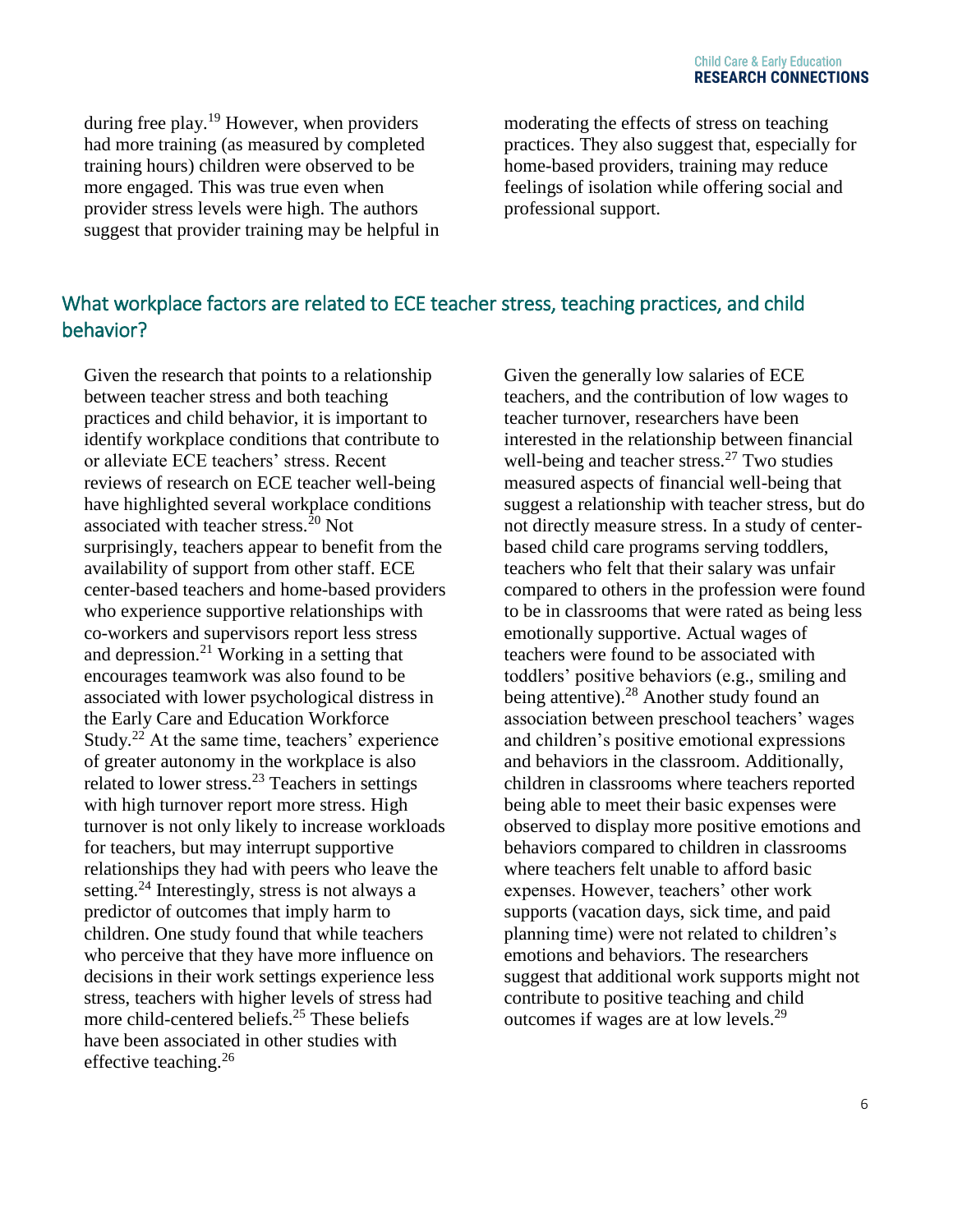during free play.[19] However, when providers had more training (as measured by completed training hours) children were observed to be more engaged. This was true even when provider stress levels were high. The authors suggest that provider training may be helpful in moderating the effects of stress on teaching practices. They also suggest that, especially for home-based providers, training may reduce feelings of isolation while offering social and professional support.

## What workplace factors are related to ECE teacher stress, teaching practices, and child behavior?

Given the research that points to a relationship between teacher stress and both teaching practices and child behavior, it is important to identify workplace conditions that contribute to or alleviate ECE teachers' stress. Recent reviews of research on ECE teacher well-being have highlighted several workplace conditions associated with teacher stress.[20] Not surprisingly, teachers appear to benefit from the availability of support from other staff. ECE center-based teachers and home-based providers who experience supportive relationships with co-workers and supervisors report less stress and depression.[21] Working in a setting that encourages teamwork was also found to be associated with lower psychological distress in the Early Care and Education Workforce Study.[22] At the same time, teachers' experience of greater autonomy in the workplace is also related to lower stress.[23] Teachers in settings with high turnover report more stress. High turnover is not only likely to increase workloads for teachers, but may interrupt supportive relationships they had with peers who leave the setting.[24] Interestingly, stress is not always a predictor of outcomes that imply harm to children. One study found that while teachers who perceive that they have more influence on decisions in their work settings experience less stress, teachers with higher levels of stress had more child-centered beliefs.[25] These beliefs have been associated in other studies with effective teaching.[26]

Given the generally low salaries of ECE teachers, and the contribution of low wages to teacher turnover, researchers have been interested in the relationship between financial well-being and teacher stress.[27] Two studies measured aspects of financial well-being that suggest a relationship with teacher stress, but do not directly measure stress. In a study of center-based child care programs serving toddlers, teachers who felt that their salary was unfair compared to others in the profession were found to be in classrooms that were rated as being less emotionally supportive. Actual wages of teachers were found to be associated with toddlers' positive behaviors (e.g., smiling and being attentive).[28] Another study found an association between preschool teachers' wages and children's positive emotional expressions and behaviors in the classroom. Additionally, children in classrooms where teachers reported being able to meet their basic expenses were observed to display more positive emotions and behaviors compared to children in classrooms where teachers felt unable to afford basic expenses. However, teachers' other work supports (vacation days, sick time, and paid planning time) were not related to children's emotions and behaviors. The researchers suggest that additional work supports might not contribute to positive teaching and child outcomes if wages are at low levels.[29]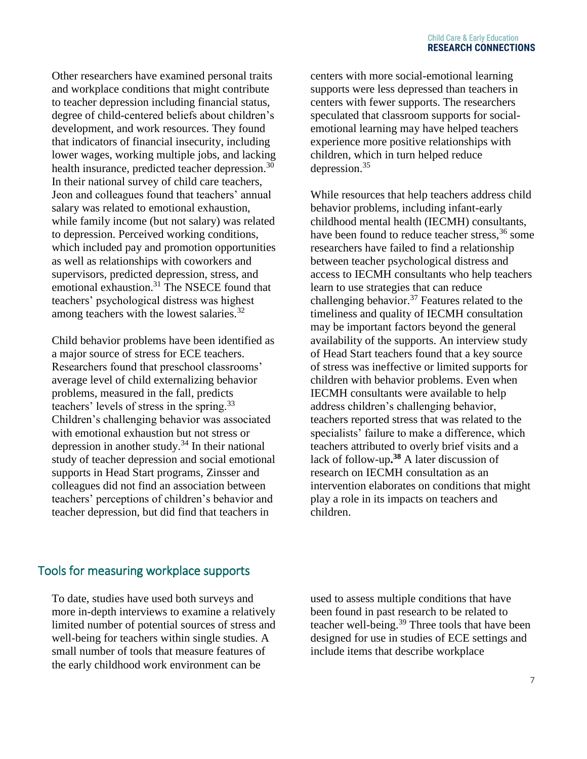Other researchers have examined personal traits and workplace conditions that might contribute to teacher depression including financial status, degree of child-centered beliefs about children's development, and work resources. They found that indicators of financial insecurity, including lower wages, working multiple jobs, and lacking health insurance, predicted teacher depression.[30] In their national survey of child care teachers, Jeon and colleagues found that teachers' annual salary was related to emotional exhaustion, while family income (but not salary) was related to depression. Perceived working conditions, which included pay and promotion opportunities as well as relationships with coworkers and supervisors, predicted depression, stress, and emotional exhaustion.[31] The NSECE found that teachers' psychological distress was highest among teachers with the lowest salaries.[32]

Child behavior problems have been identified as a major source of stress for ECE teachers. Researchers found that preschool classrooms' average level of child externalizing behavior problems, measured in the fall, predicts teachers' levels of stress in the spring.[33] Children's challenging behavior was associated with emotional exhaustion but not stress or depression in another study.[34] In their national study of teacher depression and social emotional supports in Head Start programs, Zinsser and colleagues did not find an association between teachers' perceptions of children's behavior and teacher depression, but did find that teachers in centers with more social-emotional learning supports were less depressed than teachers in centers with fewer supports. The researchers speculated that classroom supports for social-emotional learning may have helped teachers experience more positive relationships with children, which in turn helped reduce depression.[35]

While resources that help teachers address child behavior problems, including infant-early childhood mental health (IECMH) consultants, have been found to reduce teacher stress,[36] some researchers have failed to find a relationship between teacher psychological distress and access to IECMH consultants who help teachers learn to use strategies that can reduce challenging behavior.[37] Features related to the timeliness and quality of IECMH consultation may be important factors beyond the general availability of the supports. An interview study of Head Start teachers found that a key source of stress was ineffective or limited supports for children with behavior problems. Even when IECMH consultants were available to help address children's challenging behavior, teachers reported stress that was related to the specialists' failure to make a difference, which teachers attributed to overly brief visits and a lack of follow-up.[38] A later discussion of research on IECMH consultation as an intervention elaborates on conditions that might play a role in its impacts on teachers and children.

## Tools for measuring workplace supports

To date, studies have used both surveys and more in-depth interviews to examine a relatively limited number of potential sources of stress and well-being for teachers within single studies. A small number of tools that measure features of the early childhood work environment can be used to assess multiple conditions that have been found in past research to be related to teacher well-being.[39] Three tools that have been designed for use in studies of ECE settings and include items that describe workplace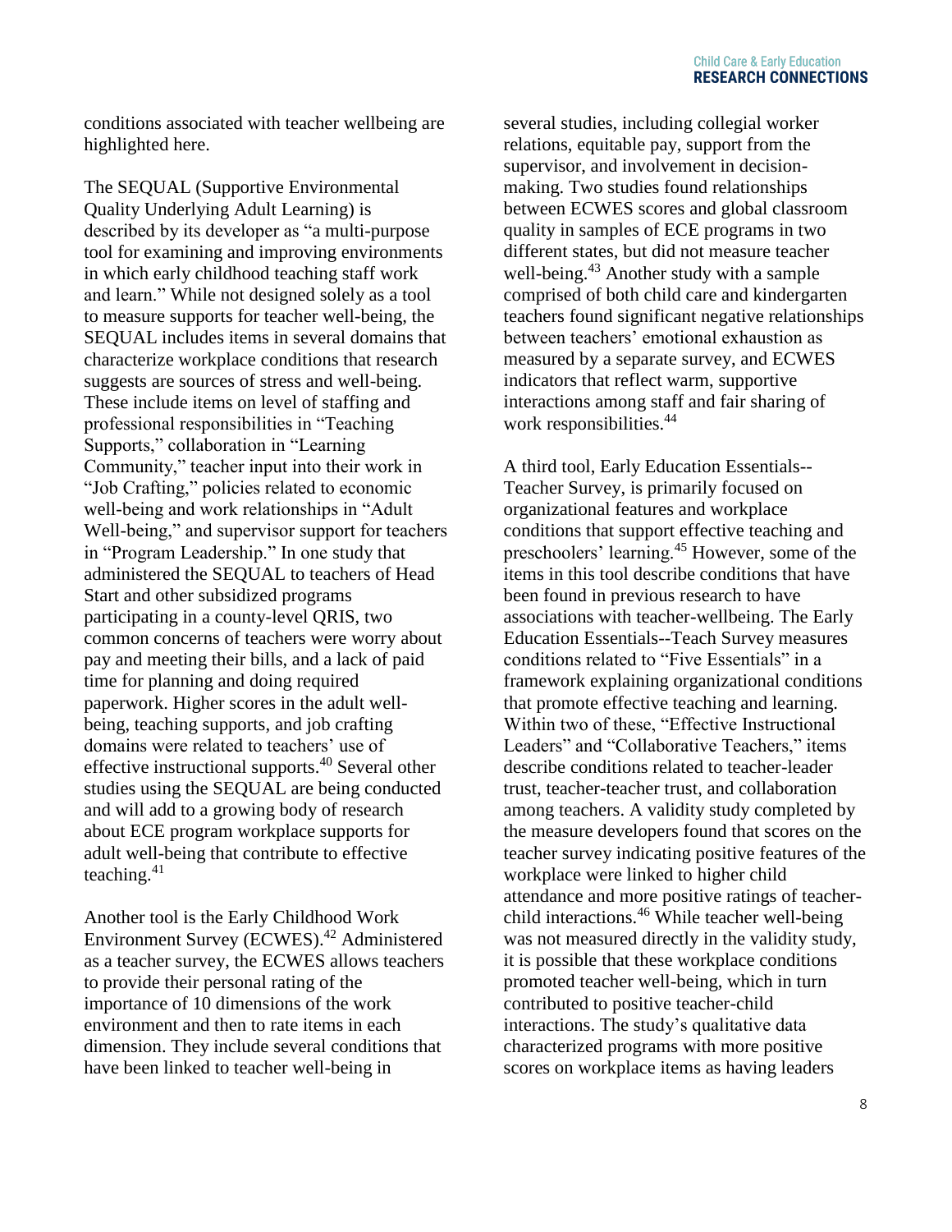conditions associated with teacher wellbeing are highlighted here.

The SEQUAL (Supportive Environmental Quality Underlying Adult Learning) is described by its developer as "a multi-purpose tool for examining and improving environments in which early childhood teaching staff work and learn." While not designed solely as a tool to measure supports for teacher well-being, the SEQUAL includes items in several domains that characterize workplace conditions that research suggests are sources of stress and well-being. These include items on level of staffing and professional responsibilities in "Teaching Supports," collaboration in "Learning Community," teacher input into their work in "Job Crafting," policies related to economic well-being and work relationships in "Adult Well-being," and supervisor support for teachers in "Program Leadership." In one study that administered the SEQUAL to teachers of Head Start and other subsidized programs participating in a county-level QRIS, two common concerns of teachers were worry about pay and meeting their bills, and a lack of paid time for planning and doing required paperwork. Higher scores in the adult well-being, teaching supports, and job crafting domains were related to teachers' use of effective instructional supports.[40] Several other studies using the SEQUAL are being conducted and will add to a growing body of research about ECE program workplace supports for adult well-being that contribute to effective teaching.[41]

Another tool is the Early Childhood Work Environment Survey (ECWES).[42] Administered as a teacher survey, the ECWES allows teachers to provide their personal rating of the importance of 10 dimensions of the work environment and then to rate items in each dimension. They include several conditions that have been linked to teacher well-being in several studies, including collegial worker relations, equitable pay, support from the supervisor, and involvement in decision-making. Two studies found relationships between ECWES scores and global classroom quality in samples of ECE programs in two different states, but did not measure teacher well-being.[43] Another study with a sample comprised of both child care and kindergarten teachers found significant negative relationships between teachers' emotional exhaustion as measured by a separate survey, and ECWES indicators that reflect warm, supportive interactions among staff and fair sharing of work responsibilities.[44]

A third tool, Early Education Essentials--Teacher Survey, is primarily focused on organizational features and workplace conditions that support effective teaching and preschoolers' learning.[45] However, some of the items in this tool describe conditions that have been found in previous research to have associations with teacher-wellbeing. The Early Education Essentials--Teach Survey measures conditions related to "Five Essentials" in a framework explaining organizational conditions that promote effective teaching and learning. Within two of these, "Effective Instructional Leaders" and "Collaborative Teachers," items describe conditions related to teacher-leader trust, teacher-teacher trust, and collaboration among teachers. A validity study completed by the measure developers found that scores on the teacher survey indicating positive features of the workplace were linked to higher child attendance and more positive ratings of teacher-child interactions.[46] While teacher well-being was not measured directly in the validity study, it is possible that these workplace conditions promoted teacher well-being, which in turn contributed to positive teacher-child interactions. The study's qualitative data characterized programs with more positive scores on workplace items as having leaders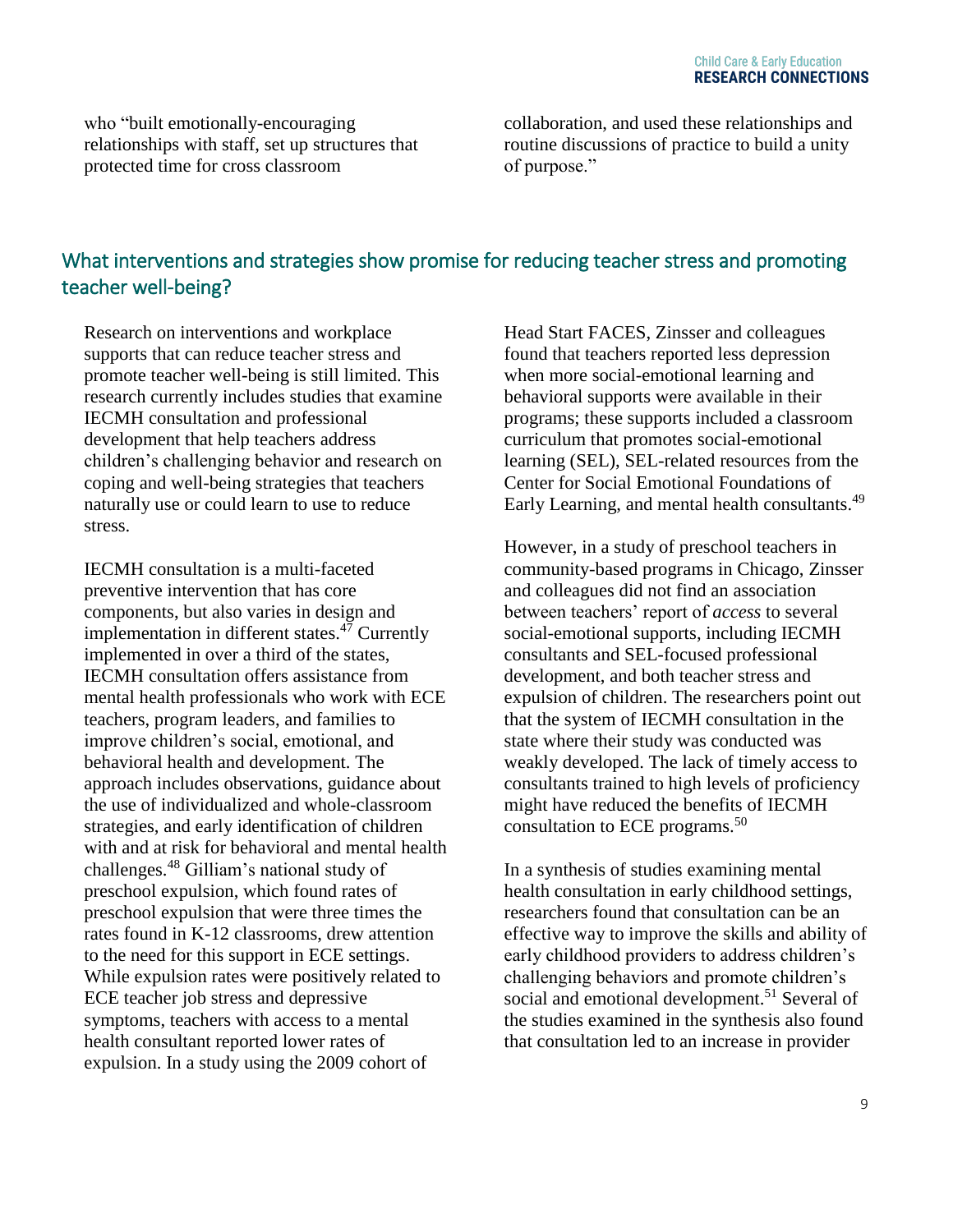who "built emotionally-encouraging relationships with staff, set up structures that protected time for cross classroom collaboration, and used these relationships and routine discussions of practice to build a unity of purpose."

## What interventions and strategies show promise for reducing teacher stress and promoting teacher well-being?

Research on interventions and workplace supports that can reduce teacher stress and promote teacher well-being is still limited. This research currently includes studies that examine IECMH consultation and professional development that help teachers address children's challenging behavior and research on coping and well-being strategies that teachers naturally use or could learn to use to reduce stress.

IECMH consultation is a multi-faceted preventive intervention that has core components, but also varies in design and implementation in different states.[47] Currently implemented in over a third of the states, IECMH consultation offers assistance from mental health professionals who work with ECE teachers, program leaders, and families to improve children's social, emotional, and behavioral health and development. The approach includes observations, guidance about the use of individualized and whole-classroom strategies, and early identification of children with and at risk for behavioral and mental health challenges.[48] Gilliam's national study of preschool expulsion, which found rates of preschool expulsion that were three times the rates found in K-12 classrooms, drew attention to the need for this support in ECE settings. While expulsion rates were positively related to ECE teacher job stress and depressive symptoms, teachers with access to a mental health consultant reported lower rates of expulsion. In a study using the 2009 cohort of Head Start FACES, Zinsser and colleagues found that teachers reported less depression when more social-emotional learning and behavioral supports were available in their programs; these supports included a classroom curriculum that promotes social-emotional learning (SEL), SEL-related resources from the Center for Social Emotional Foundations of Early Learning, and mental health consultants.[49]

However, in a study of preschool teachers in community-based programs in Chicago, Zinsser and colleagues did not find an association between teachers' report of *access* to several social-emotional supports, including IECMH consultants and SEL-focused professional development, and both teacher stress and expulsion of children. The researchers point out that the system of IECMH consultation in the state where their study was conducted was weakly developed. The lack of timely access to consultants trained to high levels of proficiency might have reduced the benefits of IECMH consultation to ECE programs.[50]

In a synthesis of studies examining mental health consultation in early childhood settings, researchers found that consultation can be an effective way to improve the skills and ability of early childhood providers to address children's challenging behaviors and promote children's social and emotional development.[51] Several of the studies examined in the synthesis also found that consultation led to an increase in provider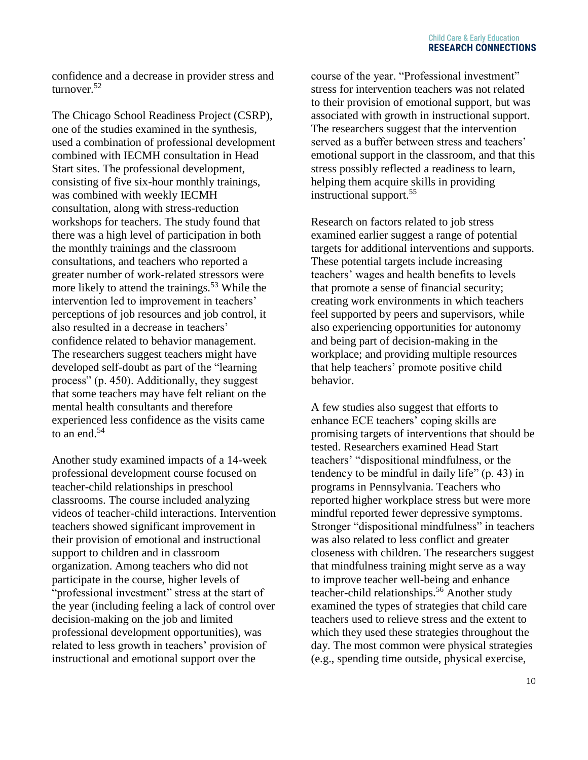confidence and a decrease in provider stress and turnover.[52]

The Chicago School Readiness Project (CSRP), one of the studies examined in the synthesis, used a combination of professional development combined with IECMH consultation in Head Start sites. The professional development, consisting of five six-hour monthly trainings, was combined with weekly IECMH consultation, along with stress-reduction workshops for teachers. The study found that there was a high level of participation in both the monthly trainings and the classroom consultations, and teachers who reported a greater number of work-related stressors were more likely to attend the trainings.[53] While the intervention led to improvement in teachers' perceptions of job resources and job control, it also resulted in a decrease in teachers' confidence related to behavior management. The researchers suggest teachers might have developed self-doubt as part of the "learning process" (p. 450). Additionally, they suggest that some teachers may have felt reliant on the mental health consultants and therefore experienced less confidence as the visits came to an end.[54]

Another study examined impacts of a 14-week professional development course focused on teacher-child relationships in preschool classrooms. The course included analyzing videos of teacher-child interactions. Intervention teachers showed significant improvement in their provision of emotional and instructional support to children and in classroom organization. Among teachers who did not participate in the course, higher levels of "professional investment" stress at the start of the year (including feeling a lack of control over decision-making on the job and limited professional development opportunities), was related to less growth in teachers' provision of instructional and emotional support over the course of the year. "Professional investment" stress for intervention teachers was not related to their provision of emotional support, but was associated with growth in instructional support. The researchers suggest that the intervention served as a buffer between stress and teachers' emotional support in the classroom, and that this stress possibly reflected a readiness to learn, helping them acquire skills in providing instructional support.[55]

Research on factors related to job stress examined earlier suggest a range of potential targets for additional interventions and supports. These potential targets include increasing teachers' wages and health benefits to levels that promote a sense of financial security; creating work environments in which teachers feel supported by peers and supervisors, while also experiencing opportunities for autonomy and being part of decision-making in the workplace; and providing multiple resources that help teachers' promote positive child behavior.

A few studies also suggest that efforts to enhance ECE teachers' coping skills are promising targets of interventions that should be tested. Researchers examined Head Start teachers' "dispositional mindfulness, or the tendency to be mindful in daily life" (p. 43) in programs in Pennsylvania. Teachers who reported higher workplace stress but were more mindful reported fewer depressive symptoms. Stronger "dispositional mindfulness" in teachers was also related to less conflict and greater closeness with children. The researchers suggest that mindfulness training might serve as a way to improve teacher well-being and enhance teacher-child relationships.[56] Another study examined the types of strategies that child care teachers used to relieve stress and the extent to which they used these strategies throughout the day. The most common were physical strategies (e.g., spending time outside, physical exercise,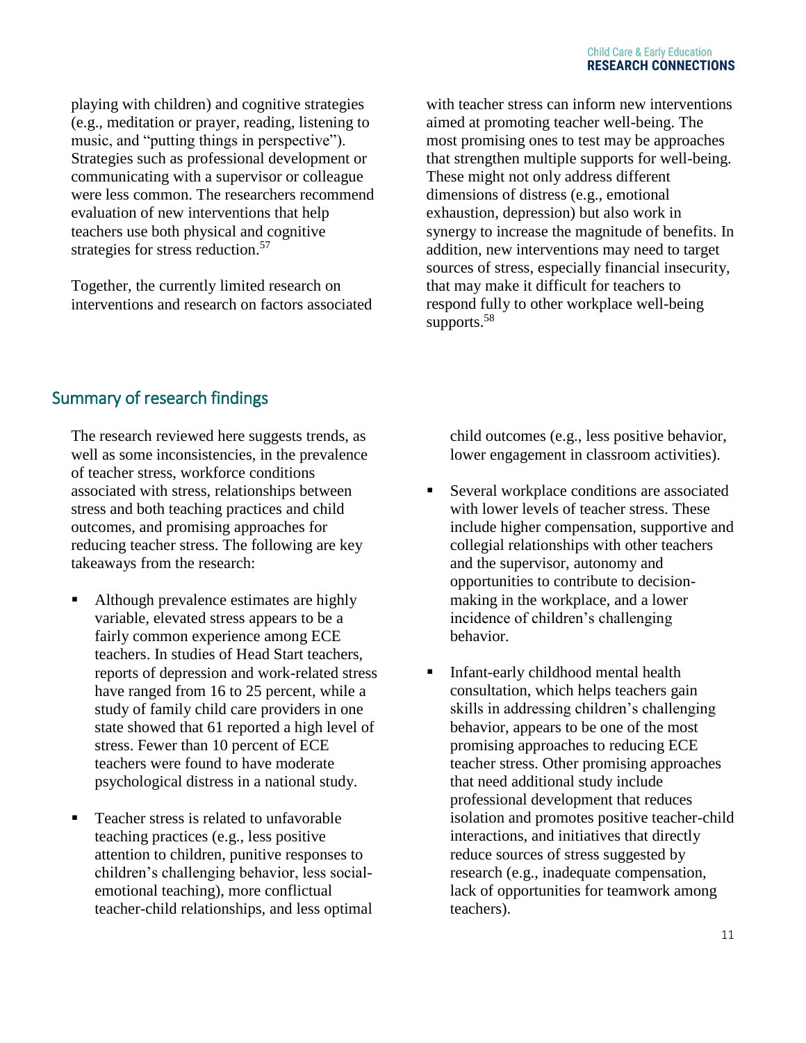playing with children) and cognitive strategies (e.g., meditation or prayer, reading, listening to music, and "putting things in perspective"). Strategies such as professional development or communicating with a supervisor or colleague were less common. The researchers recommend evaluation of new interventions that help teachers use both physical and cognitive strategies for stress reduction.[57]

Together, the currently limited research on interventions and research on factors associated with teacher stress can inform new interventions aimed at promoting teacher well-being. The most promising ones to test may be approaches that strengthen multiple supports for well-being. These might not only address different dimensions of distress (e.g., emotional exhaustion, depression) but also work in synergy to increase the magnitude of benefits. In addition, new interventions may need to target sources of stress, especially financial insecurity, that may make it difficult for teachers to respond fully to other workplace well-being supports.[58]

## Summary of research findings

The research reviewed here suggests trends, as well as some inconsistencies, in the prevalence of teacher stress, workforce conditions associated with stress, relationships between stress and both teaching practices and child outcomes, and promising approaches for reducing teacher stress. The following are key takeaways from the research:

- Although prevalence estimates are highly variable, elevated stress appears to be a fairly common experience among ECE teachers. In studies of Head Start teachers, reports of depression and work-related stress have ranged from 16 to 25 percent, while a study of family child care providers in one state showed that 61 reported a high level of stress. Fewer than 10 percent of ECE teachers were found to have moderate psychological distress in a national study.
- Teacher stress is related to unfavorable teaching practices (e.g., less positive attention to children, punitive responses to children's challenging behavior, less social-emotional teaching), more conflictual teacher-child relationships, and less optimal child outcomes (e.g., less positive behavior, lower engagement in classroom activities).
- Several workplace conditions are associated with lower levels of teacher stress. These include higher compensation, supportive and collegial relationships with other teachers and the supervisor, autonomy and opportunities to contribute to decision-making in the workplace, and a lower incidence of children's challenging behavior.
- Infant-early childhood mental health consultation, which helps teachers gain skills in addressing children's challenging behavior, appears to be one of the most promising approaches to reducing ECE teacher stress. Other promising approaches that need additional study include professional development that reduces isolation and promotes positive teacher-child interactions, and initiatives that directly reduce sources of stress suggested by research (e.g., inadequate compensation, lack of opportunities for teamwork among teachers).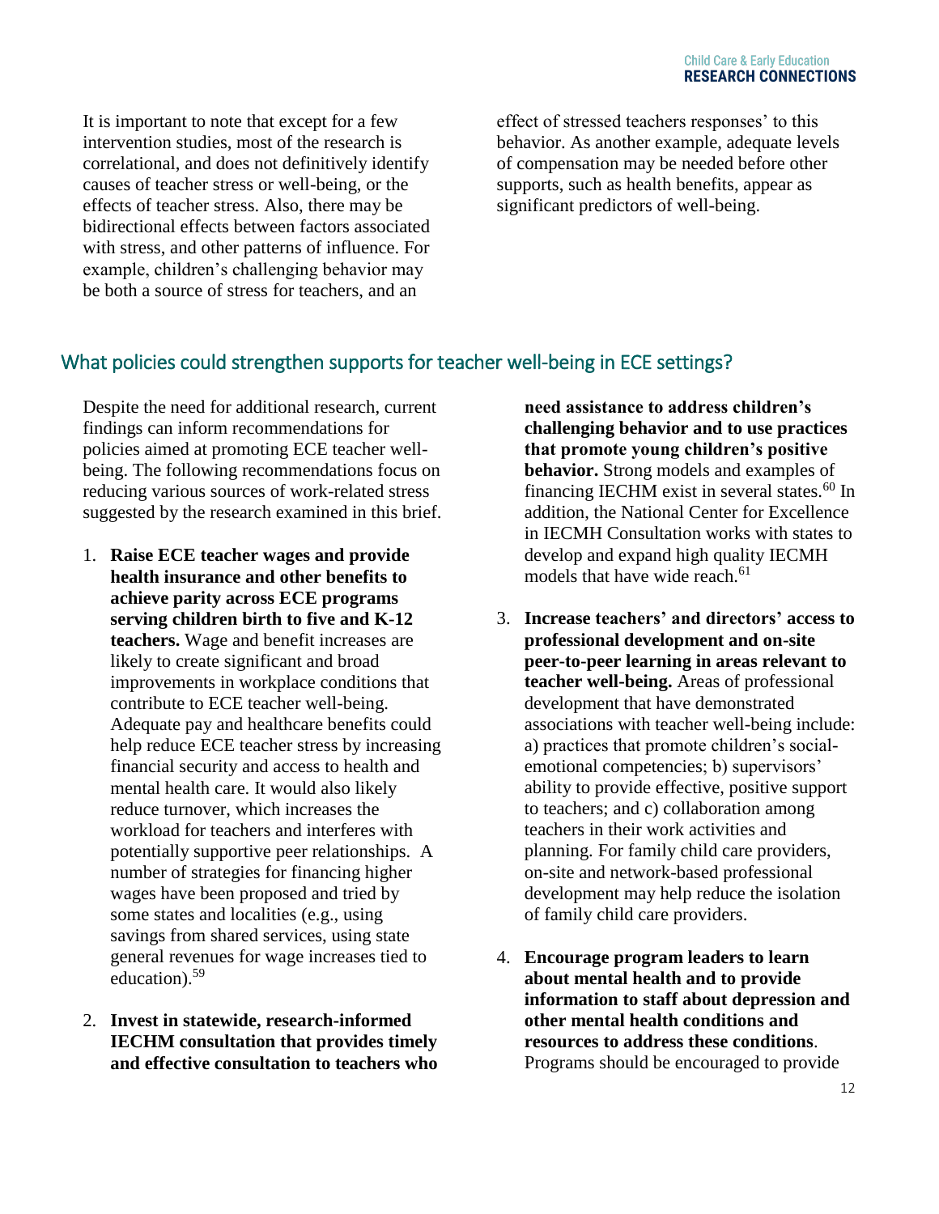It is important to note that except for a few intervention studies, most of the research is correlational, and does not definitively identify causes of teacher stress or well-being, or the effects of teacher stress. Also, there may be bidirectional effects between factors associated with stress, and other patterns of influence. For example, children's challenging behavior may be both a source of stress for teachers, and an effect of stressed teachers responses' to this behavior. As another example, adequate levels of compensation may be needed before other supports, such as health benefits, appear as significant predictors of well-being.

## What policies could strengthen supports for teacher well-being in ECE settings?

Despite the need for additional research, current findings can inform recommendations for policies aimed at promoting ECE teacher well-being. The following recommendations focus on reducing various sources of work-related stress suggested by the research examined in this brief.

1. **Raise ECE teacher wages and provide health insurance and other benefits to achieve parity across ECE programs serving children birth to five and K-12 teachers.** Wage and benefit increases are likely to create significant and broad improvements in workplace conditions that contribute to ECE teacher well-being. Adequate pay and healthcare benefits could help reduce ECE teacher stress by increasing financial security and access to health and mental health care. It would also likely reduce turnover, which increases the workload for teachers and interferes with potentially supportive peer relationships. A number of strategies for financing higher wages have been proposed and tried by some states and localities (e.g., using savings from shared services, using state general revenues for wage increases tied to education).[59]

2. **Invest in statewide, research-informed IECHM consultation that provides timely and effective consultation to teachers who need assistance to address children's challenging behavior and to use practices that promote young children's positive behavior.** Strong models and examples of financing IECHM exist in several states.[60] In addition, the National Center for Excellence in IECMH Consultation works with states to develop and expand high quality IECMH models that have wide reach.[61]

3. **Increase teachers' and directors' access to professional development and on-site peer-to-peer learning in areas relevant to teacher well-being.** Areas of professional development that have demonstrated associations with teacher well-being include: a) practices that promote children's social-emotional competencies; b) supervisors' ability to provide effective, positive support to teachers; and c) collaboration among teachers in their work activities and planning. For family child care providers, on-site and network-based professional development may help reduce the isolation of family child care providers.

4. **Encourage program leaders to learn about mental health and to provide information to staff about depression and other mental health conditions and resources to address these conditions**. Programs should be encouraged to provide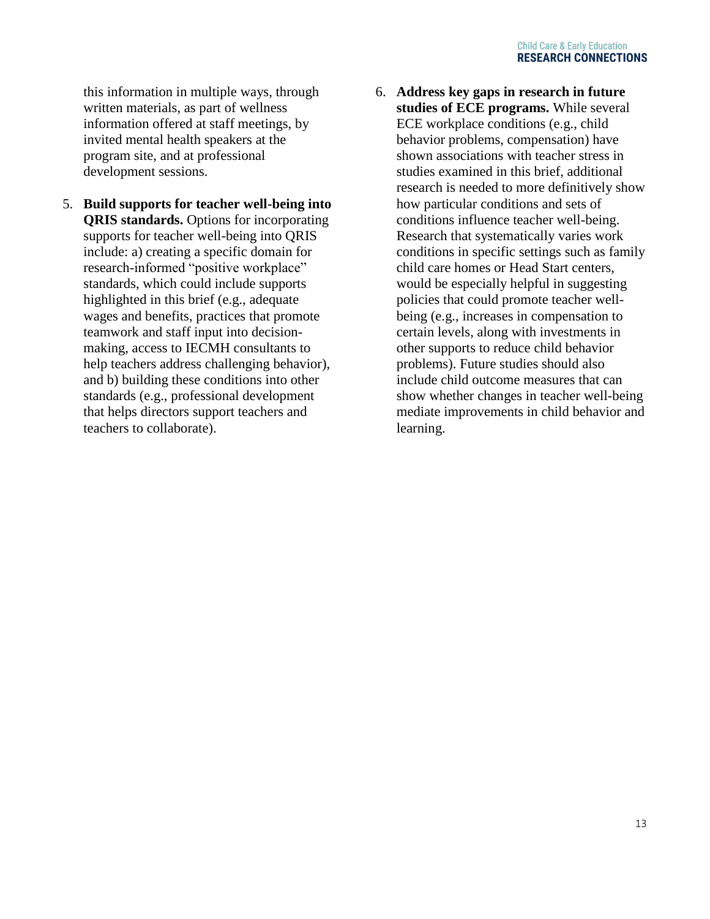this information in multiple ways, through written materials, as part of wellness information offered at staff meetings, by invited mental health speakers at the program site, and at professional development sessions.

5. **Build supports for teacher well-being into QRIS standards.** Options for incorporating supports for teacher well-being into QRIS include: a) creating a specific domain for research-informed "positive workplace" standards, which could include supports highlighted in this brief (e.g., adequate wages and benefits, practices that promote teamwork and staff input into decision-making, access to IECMH consultants to help teachers address challenging behavior), and b) building these conditions into other standards (e.g., professional development that helps directors support teachers and teachers to collaborate).

6. **Address key gaps in research in future studies of ECE programs.** While several ECE workplace conditions (e.g., child behavior problems, compensation) have shown associations with teacher stress in studies examined in this brief, additional research is needed to more definitively show how particular conditions and sets of conditions influence teacher well-being. Research that systematically varies work conditions in specific settings such as family child care homes or Head Start centers, would be especially helpful in suggesting policies that could promote teacher well-being (e.g., increases in compensation to certain levels, along with investments in other supports to reduce child behavior problems). Future studies should also include child outcome measures that can show whether changes in teacher well-being mediate improvements in child behavior and learning.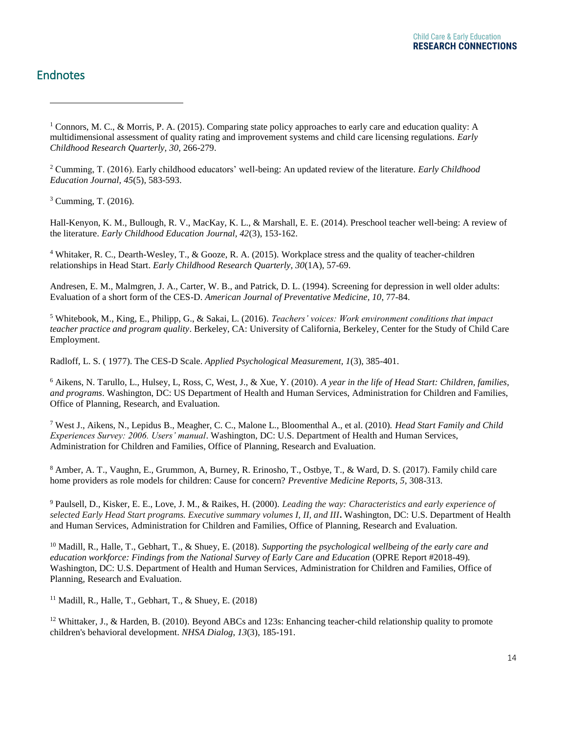## Endnotes

[1] Connors, M. C., & Morris, P. A. (2015). Comparing state policy approaches to early care and education quality: A multidimensional assessment of quality rating and improvement systems and child care licensing regulations. *Early Childhood Research Quarterly, 30*, 266-279.

[2] Cumming, T. (2016). Early childhood educators' well-being: An updated review of the literature. *Early Childhood Education Journal, 45*(5), 583-593.

[3] Cumming, T. (2016).

Hall-Kenyon, K. M., Bullough, R. V., MacKay, K. L., & Marshall, E. E. (2014). Preschool teacher well-being: A review of the literature. *Early Childhood Education Journal, 42*(3), 153-162.

[4] Whitaker, R. C., Dearth-Wesley, T., & Gooze, R. A. (2015). Workplace stress and the quality of teacher-children relationships in Head Start. *Early Childhood Research Quarterly, 30*(1A), 57-69.

Andresen, E. M., Malmgren, J. A., Carter, W. B., and Patrick, D. L. (1994). Screening for depression in well older adults: Evaluation of a short form of the CES-D. *American Journal of Preventative Medicine, 10*, 77-84.

[5] Whitebook, M., King, E., Philipp, G., & Sakai, L. (2016). *Teachers' voices: Work environment conditions that impact teacher practice and program quality*. Berkeley, CA: University of California, Berkeley, Center for the Study of Child Care Employment.

Radloff, L. S. ( 1977). The CES-D Scale. *Applied Psychological Measurement, 1*(3), 385-401.

[6] Aikens, N. Tarullo, L., Hulsey, L, Ross, C, West, J., & Xue, Y. (2010). *A year in the life of Head Start: Children, families, and programs*. Washington, DC: US Department of Health and Human Services, Administration for Children and Families, Office of Planning, Research, and Evaluation.

[7] West J., Aikens, N., Lepidus B., Meagher, C. C., Malone L., Bloomenthal A., et al. (2010). *Head Start Family and Child Experiences Survey: 2006. Users' manual*. Washington, DC: U.S. Department of Health and Human Services, Administration for Children and Families, Office of Planning, Research and Evaluation.

[8] Amber, A. T., Vaughn, E., Grummon, A, Burney, R. Erinosho, T., Ostbye, T., & Ward, D. S. (2017). Family child care home providers as role models for children: Cause for concern? *Preventive Medicine Reports, 5*, 308-313.

[9] Paulsell, D., Kisker, E. E., Love, J. M., & Raikes, H. (2000). *Leading the way: Characteristics and early experience of selected Early Head Start programs. Executive summary volumes I, II, and III*. Washington, DC: U.S. Department of Health and Human Services, Administration for Children and Families, Office of Planning, Research and Evaluation.

[10] Madill, R., Halle, T., Gebhart, T., & Shuey, E. (2018). *Supporting the psychological wellbeing of the early care and education workforce: Findings from the National Survey of Early Care and Education* (OPRE Report #2018-49). Washington, DC: U.S. Department of Health and Human Services, Administration for Children and Families, Office of Planning, Research and Evaluation.

[11] Madill, R., Halle, T., Gebhart, T., & Shuey, E. (2018)

[12] Whittaker, J., & Harden, B. (2010). Beyond ABCs and 123s: Enhancing teacher-child relationship quality to promote children's behavioral development. *NHSA Dialog, 13*(3), 185-191.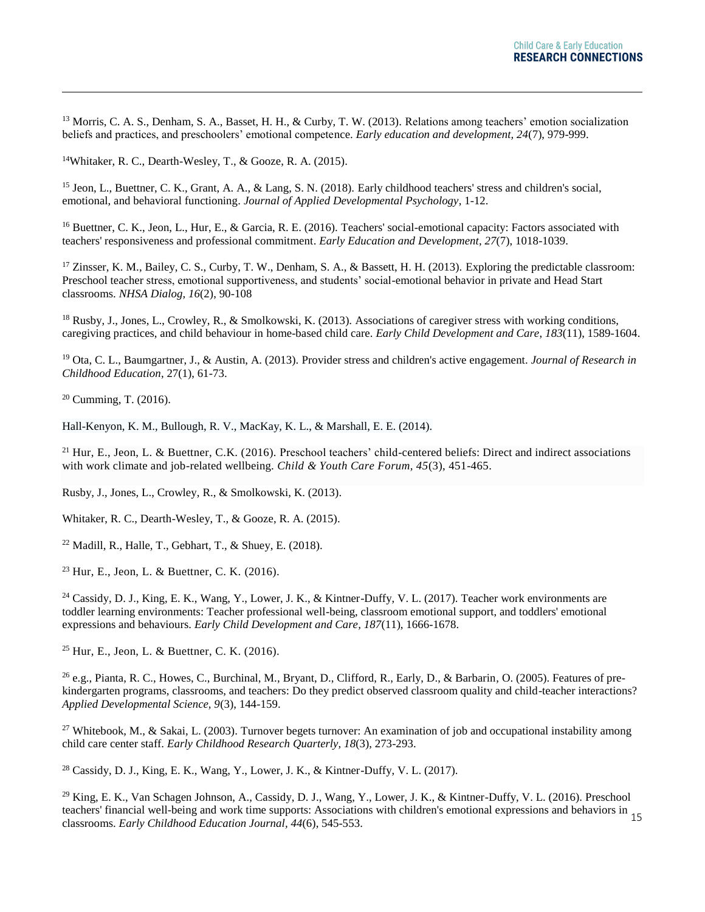[13] Morris, C. A. S., Denham, S. A., Basset, H. H., & Curby, T. W. (2013). Relations among teachers' emotion socialization beliefs and practices, and preschoolers' emotional competence. *Early education and development, 24*(7), 979-999.

[14] Whitaker, R. C., Dearth-Wesley, T., & Gooze, R. A. (2015).

[15] Jeon, L., Buettner, C. K., Grant, A. A., & Lang, S. N. (2018). Early childhood teachers' stress and children's social, emotional, and behavioral functioning. *Journal of Applied Developmental Psychology*, 1-12.

[16] Buettner, C. K., Jeon, L., Hur, E., & Garcia, R. E. (2016). Teachers' social-emotional capacity: Factors associated with teachers' responsiveness and professional commitment. *Early Education and Development, 27*(7), 1018-1039.

[17] Zinsser, K. M., Bailey, C. S., Curby, T. W., Denham, S. A., & Bassett, H. H. (2013). Exploring the predictable classroom: Preschool teacher stress, emotional supportiveness, and students' social-emotional behavior in private and Head Start classrooms. *NHSA Dialog, 16*(2), 90-108

[18] Rusby, J., Jones, L., Crowley, R., & Smolkowski, K. (2013). Associations of caregiver stress with working conditions, caregiving practices, and child behaviour in home-based child care. *Early Child Development and Care*, *183*(11), 1589-1604.

[19] Ota, C. L., Baumgartner, J., & Austin, A. (2013). Provider stress and children's active engagement. *Journal of Research in Childhood Education*, 27(1), 61-73.

[20] Cumming, T. (2016).

Hall-Kenyon, K. M., Bullough, R. V., MacKay, K. L., & Marshall, E. E. (2014).

[21] Hur, E., Jeon, L. & Buettner, C.K. (2016). Preschool teachers' child-centered beliefs: Direct and indirect associations with work climate and job-related wellbeing. *Child & Youth Care Forum*, *45*(3), 451-465.

Rusby, J., Jones, L., Crowley, R., & Smolkowski, K. (2013).

Whitaker, R. C., Dearth-Wesley, T., & Gooze, R. A. (2015).

[22] Madill, R., Halle, T., Gebhart, T., & Shuey, E. (2018).

[23] Hur, E., Jeon, L. & Buettner, C. K. (2016).

[24] Cassidy, D. J., King, E. K., Wang, Y., Lower, J. K., & Kintner-Duffy, V. L. (2017). Teacher work environments are toddler learning environments: Teacher professional well-being, classroom emotional support, and toddlers' emotional expressions and behaviours. *Early Child Development and Care, 187*(11), 1666-1678.

[25] Hur, E., Jeon, L. & Buettner, C. K. (2016).

[26] e.g., Pianta, R. C., Howes, C., Burchinal, M., Bryant, D., Clifford, R., Early, D., & Barbarin, O. (2005). Features of pre-kindergarten programs, classrooms, and teachers: Do they predict observed classroom quality and child-teacher interactions? *Applied Developmental Science, 9*(3), 144-159.

[27] Whitebook, M., & Sakai, L. (2003). Turnover begets turnover: An examination of job and occupational instability among child care center staff. *Early Childhood Research Quarterly, 18*(3), 273-293.

[28] Cassidy, D. J., King, E. K., Wang, Y., Lower, J. K., & Kintner-Duffy, V. L. (2017).

[29] King, E. K., Van Schagen Johnson, A., Cassidy, D. J., Wang, Y., Lower, J. K., & Kintner-Duffy, V. L. (2016). Preschool teachers' financial well-being and work time supports: Associations with children's emotional expressions and behaviors in classrooms. *Early Childhood Education Journal, 44*(6), 545-553.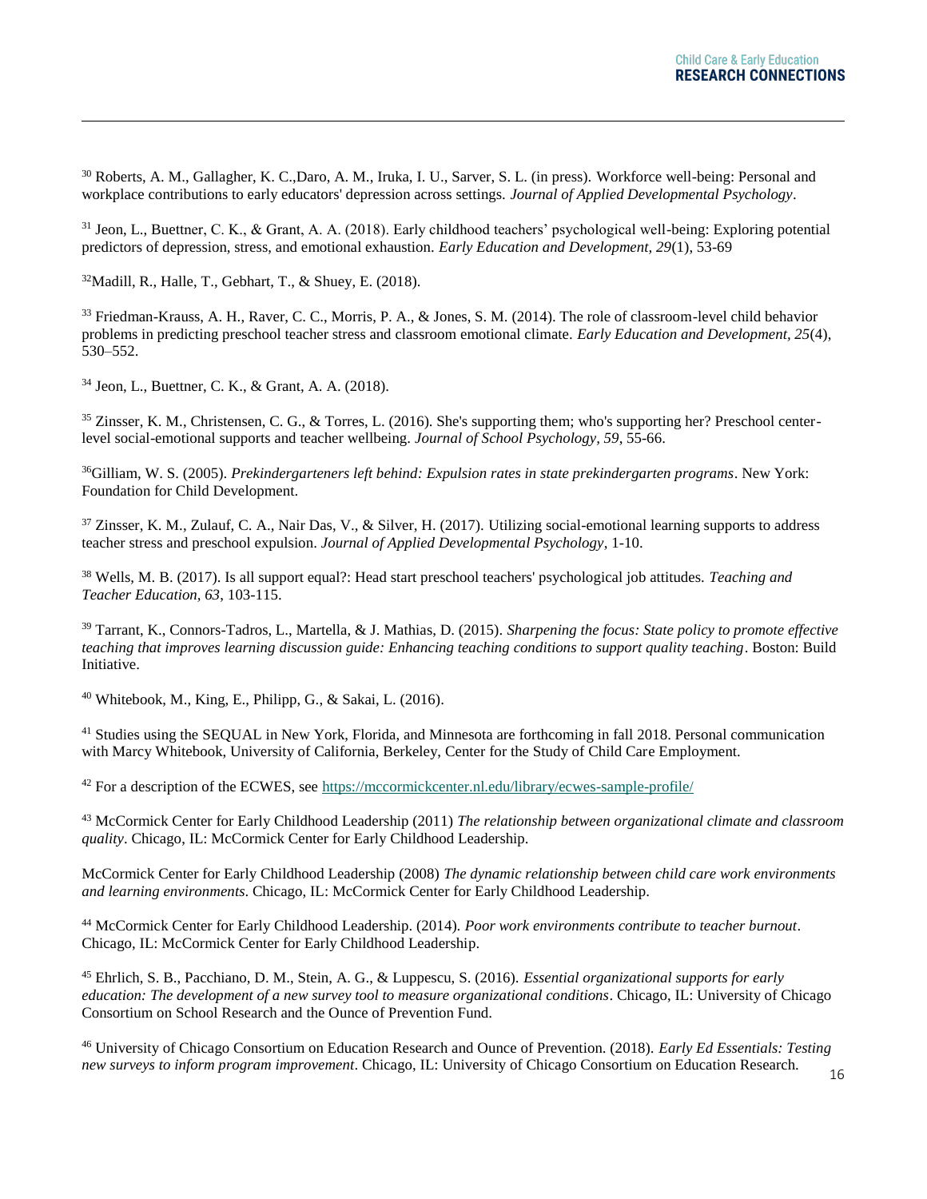[30] Roberts, A. M., Gallagher, K. C.,Daro, A. M., Iruka, I. U., Sarver, S. L. (in press). Workforce well-being: Personal and workplace contributions to early educators' depression across settings. *Journal of Applied Developmental Psychology*.

[31] Jeon, L., Buettner, C. K., & Grant, A. A. (2018). Early childhood teachers' psychological well-being: Exploring potential predictors of depression, stress, and emotional exhaustion. *Early Education and Development, 29*(1), 53-69

[32]Madill, R., Halle, T., Gebhart, T., & Shuey, E. (2018).

[33] Friedman-Krauss, A. H., Raver, C. C., Morris, P. A., & Jones, S. M. (2014). The role of classroom-level child behavior problems in predicting preschool teacher stress and classroom emotional climate. *Early Education and Development, 25*(4), 530–552.

[34] Jeon, L., Buettner, C. K., & Grant, A. A. (2018).

[35] Zinsser, K. M., Christensen, C. G., & Torres, L. (2016). She's supporting them; who's supporting her? Preschool center-level social-emotional supports and teacher wellbeing. *Journal of School Psychology, 59*, 55-66.

[36]Gilliam, W. S. (2005). *Prekindergarteners left behind: Expulsion rates in state prekindergarten programs*. New York: Foundation for Child Development.

[37] Zinsser, K. M., Zulauf, C. A., Nair Das, V., & Silver, H. (2017). Utilizing social-emotional learning supports to address teacher stress and preschool expulsion. *Journal of Applied Developmental Psychology*, 1-10.

[38] Wells, M. B. (2017). Is all support equal?: Head start preschool teachers' psychological job attitudes. *Teaching and Teacher Education, 63*, 103-115.

[39] Tarrant, K., Connors-Tadros, L., Martella, & J. Mathias, D. (2015). *Sharpening the focus: State policy to promote effective teaching that improves learning discussion guide: Enhancing teaching conditions to support quality teaching*. Boston: Build Initiative.

[40] Whitebook, M., King, E., Philipp, G., & Sakai, L. (2016).

[41] Studies using the SEQUAL in New York, Florida, and Minnesota are forthcoming in fall 2018. Personal communication with Marcy Whitebook, University of California, Berkeley, Center for the Study of Child Care Employment.

[42] For a description of the ECWES, see https://mccormickcenter.nl.edu/library/ecwes-sample-profile/

[43] McCormick Center for Early Childhood Leadership (2011) *The relationship between organizational climate and classroom quality*. Chicago, IL: McCormick Center for Early Childhood Leadership.

McCormick Center for Early Childhood Leadership (2008) *The dynamic relationship between child care work environments and learning environments*. Chicago, IL: McCormick Center for Early Childhood Leadership.

[44] McCormick Center for Early Childhood Leadership. (2014). *Poor work environments contribute to teacher burnout*. Chicago, IL: McCormick Center for Early Childhood Leadership.

[45] Ehrlich, S. B., Pacchiano, D. M., Stein, A. G., & Luppescu, S. (2016). *Essential organizational supports for early education: The development of a new survey tool to measure organizational conditions*. Chicago, IL: University of Chicago Consortium on School Research and the Ounce of Prevention Fund.

[46] University of Chicago Consortium on Education Research and Ounce of Prevention. (2018). *Early Ed Essentials: Testing new surveys to inform program improvement*. Chicago, IL: University of Chicago Consortium on Education Research.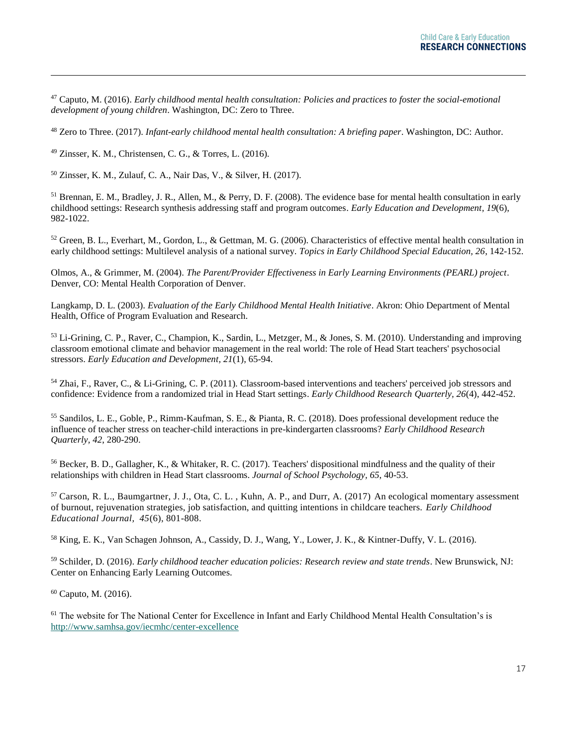[47] Caputo, M. (2016). *Early childhood mental health consultation: Policies and practices to foster the social-emotional development of young children*. Washington, DC: Zero to Three.

[48] Zero to Three. (2017). *Infant-early childhood mental health consultation: A briefing paper*. Washington, DC: Author.

[49] Zinsser, K. M., Christensen, C. G., & Torres, L. (2016).

[50] Zinsser, K. M., Zulauf, C. A., Nair Das, V., & Silver, H. (2017).

[51] Brennan, E. M., Bradley, J. R., Allen, M., & Perry, D. F. (2008). The evidence base for mental health consultation in early childhood settings: Research synthesis addressing staff and program outcomes. *Early Education and Development, 19*(6), 982-1022.

[52] Green, B. L., Everhart, M., Gordon, L., & Gettman, M. G. (2006). Characteristics of effective mental health consultation in early childhood settings: Multilevel analysis of a national survey. *Topics in Early Childhood Special Education, 26*, 142-152.

Olmos, A., & Grimmer, M. (2004). *The Parent/Provider Effectiveness in Early Learning Environments (PEARL) project*. Denver, CO: Mental Health Corporation of Denver.

Langkamp, D. L. (2003). *Evaluation of the Early Childhood Mental Health Initiative*. Akron: Ohio Department of Mental Health, Office of Program Evaluation and Research.

[53] Li-Grining, C. P., Raver, C., Champion, K., Sardin, L., Metzger, M., & Jones, S. M. (2010). Understanding and improving classroom emotional climate and behavior management in the real world: The role of Head Start teachers' psychosocial stressors. *Early Education and Development, 21*(1), 65-94.

[54] Zhai, F., Raver, C., & Li-Grining, C. P. (2011). Classroom-based interventions and teachers' perceived job stressors and confidence: Evidence from a randomized trial in Head Start settings. *Early Childhood Research Quarterly, 26*(4), 442-452.

[55] Sandilos, L. E., Goble, P., Rimm-Kaufman, S. E., & Pianta, R. C. (2018). Does professional development reduce the influence of teacher stress on teacher-child interactions in pre-kindergarten classrooms? *Early Childhood Research Quarterly, 42*, 280-290.

[56] Becker, B. D., Gallagher, K., & Whitaker, R. C. (2017). Teachers' dispositional mindfulness and the quality of their relationships with children in Head Start classrooms. *Journal of School Psychology, 65*, 40-53.

[57] Carson, R. L., Baumgartner, J. J., Ota, C. L. , Kuhn, A. P., and Durr, A. (2017) An ecological momentary assessment of burnout, rejuvenation strategies, job satisfaction, and quitting intentions in childcare teachers. *Early Childhood Educational Journal, 45*(6), 801-808.

[58] King, E. K., Van Schagen Johnson, A., Cassidy, D. J., Wang, Y., Lower, J. K., & Kintner-Duffy, V. L. (2016).

[59] Schilder, D. (2016). *Early childhood teacher education policies: Research review and state trends*. New Brunswick, NJ: Center on Enhancing Early Learning Outcomes.

[60] Caputo, M. (2016).

[61] The website for The National Center for Excellence in Infant and Early Childhood Mental Health Consultation's is http://www.samhsa.gov/iecmhc/center-excellence